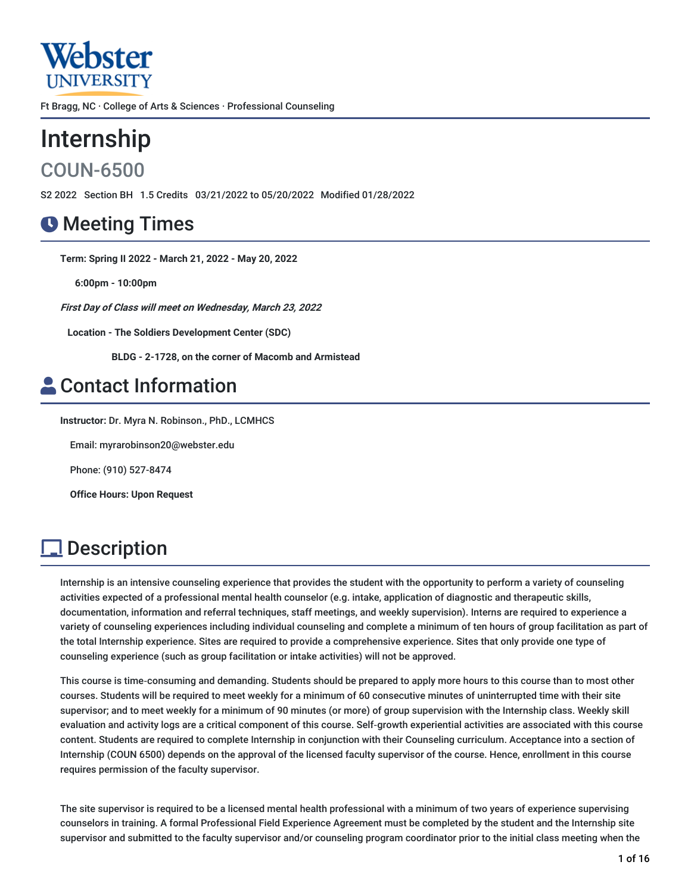Webster UNIVERSITY

Ft Bragg, NC · College of Arts & Sciences · Professional Counseling

# Internship

## COUN-6500

S2 2022 Section BH 1.5 Credits 03/21/2022 to 05/20/2022 Modified 01/28/2022

## Meeting Times

**Term: Spring II 2022 - March 21, 2022 - May 20, 2022**

**6:00pm - 10:00pm**

***First Day of Class will meet on Wednesday, March 23, 2022***

**Location - The Soldiers Development Center (SDC)**

**BLDG - 2-1728, on the corner of Macomb and Armistead**

## Contact Information

**Instructor:** Dr. Myra N. Robinson., PhD., LCMHCS

Email: myrarobinson20@webster.edu

Phone: (910) 527-8474

**Office Hours: Upon Request**

## Description

Internship is an intensive counseling experience that provides the student with the opportunity to perform a variety of counseling activities expected of a professional mental health counselor (e.g. intake, application of diagnostic and therapeutic skills, documentation, information and referral techniques, staff meetings, and weekly supervision). Interns are required to experience a variety of counseling experiences including individual counseling and complete a minimum of ten hours of group facilitation as part of the total Internship experience. Sites are required to provide a comprehensive experience. Sites that only provide one type of counseling experience (such as group facilitation or intake activities) will not be approved.

This course is time-consuming and demanding. Students should be prepared to apply more hours to this course than to most other courses. Students will be required to meet weekly for a minimum of 60 consecutive minutes of uninterrupted time with their site supervisor; and to meet weekly for a minimum of 90 minutes (or more) of group supervision with the Internship class. Weekly skill evaluation and activity logs are a critical component of this course. Self-growth experiential activities are associated with this course content. Students are required to complete Internship in conjunction with their Counseling curriculum. Acceptance into a section of Internship (COUN 6500) depends on the approval of the licensed faculty supervisor of the course. Hence, enrollment in this course requires permission of the faculty supervisor.

The site supervisor is required to be a licensed mental health professional with a minimum of two years of experience supervising counselors in training. A formal Professional Field Experience Agreement must be completed by the student and the Internship site supervisor and submitted to the faculty supervisor and/or counseling program coordinator prior to the initial class meeting when the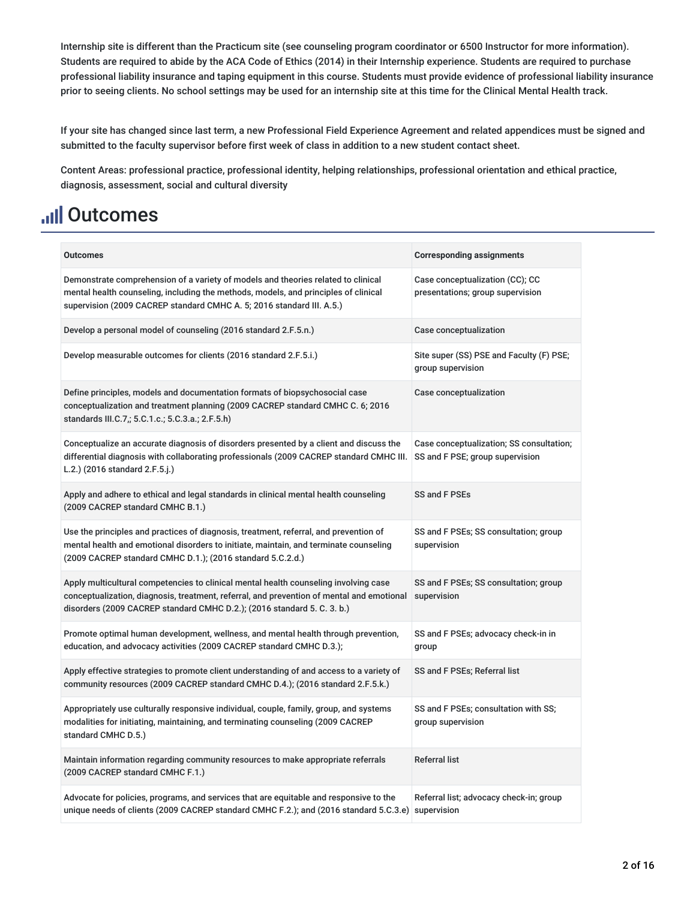Internship site is different than the Practicum site (see counseling program coordinator or 6500 Instructor for more information). Students are required to abide by the ACA Code of Ethics (2014) in their Internship experience. Students are required to purchase professional liability insurance and taping equipment in this course. Students must provide evidence of professional liability insurance prior to seeing clients. No school settings may be used for an internship site at this time for the Clinical Mental Health track.

If your site has changed since last term, a new Professional Field Experience Agreement and related appendices must be signed and submitted to the faculty supervisor before first week of class in addition to a new student contact sheet.

Content Areas: professional practice, professional identity, helping relationships, professional orientation and ethical practice, diagnosis, assessment, social and cultural diversity

# Outcomes

| Outcomes | Corresponding assignments |
|---|---|
| Demonstrate comprehension of a variety of models and theories related to clinical mental health counseling, including the methods, models, and principles of clinical supervision (2009 CACREP standard CMHC A. 5; 2016 standard III. A.5.) | Case conceptualization (CC); CC presentations; group supervision |
| Develop a personal model of counseling (2016 standard 2.F.5.n.) | Case conceptualization |
| Develop measurable outcomes for clients (2016 standard 2.F.5.i.) | Site super (SS) PSE and Faculty (F) PSE; group supervision |
| Define principles, models and documentation formats of biopsychosocial case conceptualization and treatment planning (2009 CACREP standard CMHC C. 6; 2016 standards III.C.7,; 5.C.1.c.; 5.C.3.a.; 2.F.5.h) | Case conceptualization |
| Conceptualize an accurate diagnosis of disorders presented by a client and discuss the differential diagnosis with collaborating professionals (2009 CACREP standard CMHC III. L.2.) (2016 standard 2.F.5.j.) | Case conceptualization; SS consultation; SS and F PSE; group supervision |
| Apply and adhere to ethical and legal standards in clinical mental health counseling (2009 CACREP standard CMHC B.1.) | SS and F PSEs |
| Use the principles and practices of diagnosis, treatment, referral, and prevention of mental health and emotional disorders to initiate, maintain, and terminate counseling (2009 CACREP standard CMHC D.1.); (2016 standard 5.C.2.d.) | SS and F PSEs; SS consultation; group supervision |
| Apply multicultural competencies to clinical mental health counseling involving case conceptualization, diagnosis, treatment, referral, and prevention of mental and emotional disorders (2009 CACREP standard CMHC D.2.); (2016 standard 5. C. 3. b.) | SS and F PSEs; SS consultation; group supervision |
| Promote optimal human development, wellness, and mental health through prevention, education, and advocacy activities (2009 CACREP standard CMHC D.3.); | SS and F PSEs; advocacy check-in in group |
| Apply effective strategies to promote client understanding of and access to a variety of community resources (2009 CACREP standard CMHC D.4.); (2016 standard 2.F.5.k.) | SS and F PSEs; Referral list |
| Appropriately use culturally responsive individual, couple, family, group, and systems modalities for initiating, maintaining, and terminating counseling (2009 CACREP standard CMHC D.5.) | SS and F PSEs; consultation with SS; group supervision |
| Maintain information regarding community resources to make appropriate referrals (2009 CACREP standard CMHC F.1.) | Referral list |
| Advocate for policies, programs, and services that are equitable and responsive to the unique needs of clients (2009 CACREP standard CMHC F.2.); and (2016 standard 5.C.3.e) | Referral list; advocacy check-in; group supervision |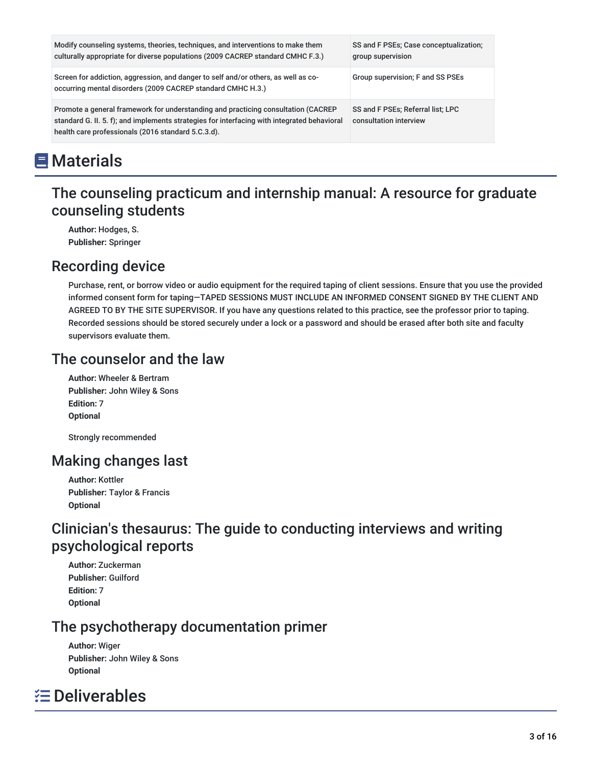| | |
|---|---|
| Modify counseling systems, theories, techniques, and interventions to make them culturally appropriate for diverse populations (2009 CACREP standard CMHC F.3.) | SS and F PSEs; Case conceptualization; group supervision |
| Screen for addiction, aggression, and danger to self and/or others, as well as co-occurring mental disorders (2009 CACREP standard CMHC H.3.) | Group supervision; F and SS PSEs |
| Promote a general framework for understanding and practicing consultation (CACREP standard G. II. 5. f); and implements strategies for interfacing with integrated behavioral health care professionals (2016 standard 5.C.3.d). | SS and F PSEs; Referral list; LPC consultation interview |

# Materials

## The counseling practicum and internship manual: A resource for graduate counseling students

**Author:** Hodges, S.
**Publisher:** Springer

## Recording device

Purchase, rent, or borrow video or audio equipment for the required taping of client sessions. Ensure that you use the provided informed consent form for taping—TAPED SESSIONS MUST INCLUDE AN INFORMED CONSENT SIGNED BY THE CLIENT AND AGREED TO BY THE SITE SUPERVISOR. If you have any questions related to this practice, see the professor prior to taping. Recorded sessions should be stored securely under a lock or a password and should be erased after both site and faculty supervisors evaluate them.

## The counselor and the law

**Author:** Wheeler & Bertram
**Publisher:** John Wiley & Sons
**Edition:** 7
**Optional**

Strongly recommended

## Making changes last

**Author:** Kottler
**Publisher:** Taylor & Francis
**Optional**

## Clinician's thesaurus: The guide to conducting interviews and writing psychological reports

**Author:** Zuckerman
**Publisher:** Guilford
**Edition:** 7
**Optional**

## The psychotherapy documentation primer

**Author:** Wiger
**Publisher:** John Wiley & Sons
**Optional**

# Deliverables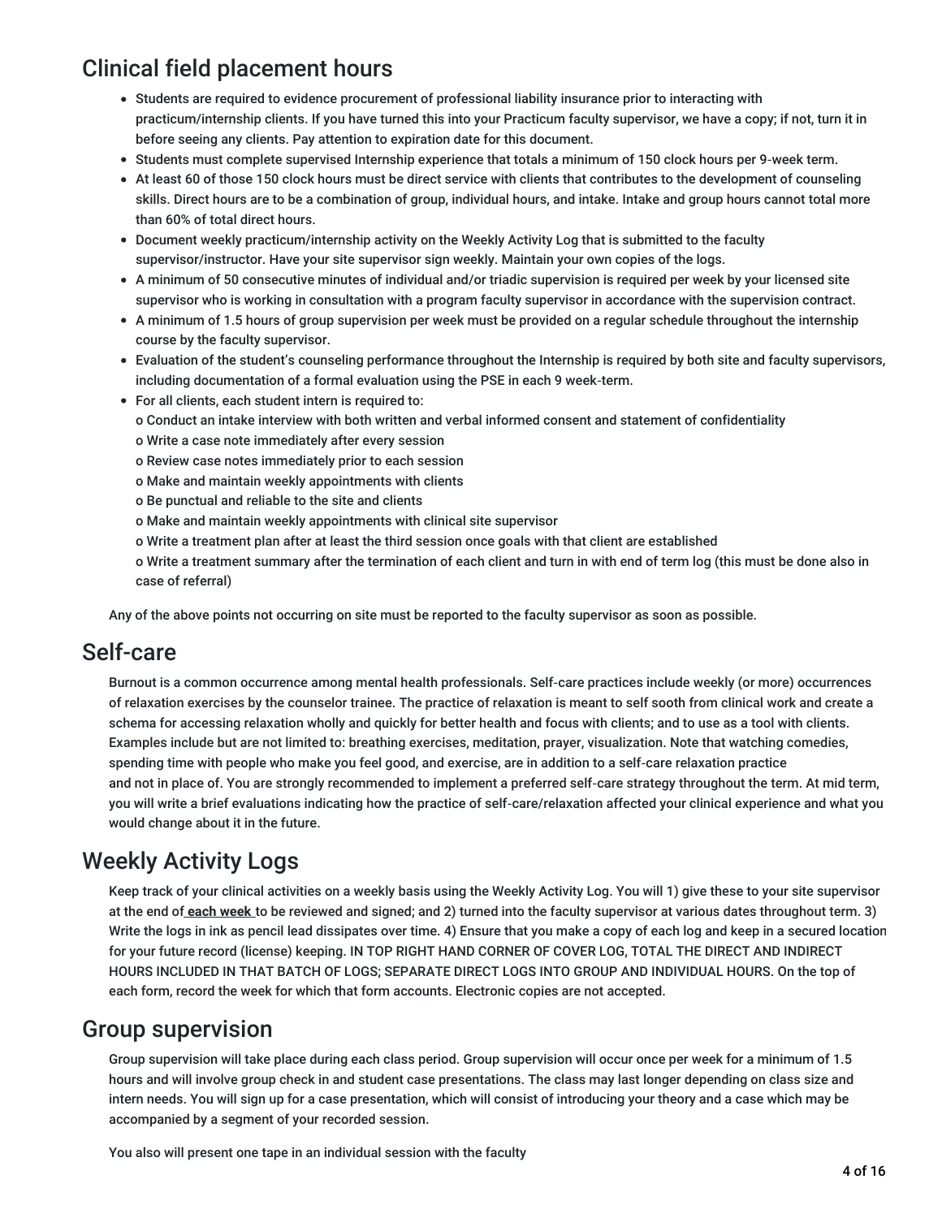## Clinical field placement hours

- Students are required to evidence procurement of professional liability insurance prior to interacting with practicum/internship clients. If you have turned this into your Practicum faculty supervisor, we have a copy; if not, turn it in before seeing any clients. Pay attention to expiration date for this document.
- Students must complete supervised Internship experience that totals a minimum of 150 clock hours per 9-week term.
- At least 60 of those 150 clock hours must be direct service with clients that contributes to the development of counseling skills. Direct hours are to be a combination of group, individual hours, and intake. Intake and group hours cannot total more than 60% of total direct hours.
- Document weekly practicum/internship activity on the Weekly Activity Log that is submitted to the faculty supervisor/instructor. Have your site supervisor sign weekly. Maintain your own copies of the logs.
- A minimum of 50 consecutive minutes of individual and/or triadic supervision is required per week by your licensed site supervisor who is working in consultation with a program faculty supervisor in accordance with the supervision contract.
- A minimum of 1.5 hours of group supervision per week must be provided on a regular schedule throughout the internship course by the faculty supervisor.
- Evaluation of the student's counseling performance throughout the Internship is required by both site and faculty supervisors, including documentation of a formal evaluation using the PSE in each 9 week-term.
- For all clients, each student intern is required to:
  - o Conduct an intake interview with both written and verbal informed consent and statement of confidentiality
  - o Write a case note immediately after every session
  - o Review case notes immediately prior to each session
  - o Make and maintain weekly appointments with clients
  - o Be punctual and reliable to the site and clients
  - o Make and maintain weekly appointments with clinical site supervisor
  - o Write a treatment plan after at least the third session once goals with that client are established
  - o Write a treatment summary after the termination of each client and turn in with end of term log (this must be done also in case of referral)

Any of the above points not occurring on site must be reported to the faculty supervisor as soon as possible.

## Self-care

Burnout is a common occurrence among mental health professionals. Self-care practices include weekly (or more) occurrences of relaxation exercises by the counselor trainee. The practice of relaxation is meant to self sooth from clinical work and create a schema for accessing relaxation wholly and quickly for better health and focus with clients; and to use as a tool with clients. Examples include but are not limited to: breathing exercises, meditation, prayer, visualization. Note that watching comedies, spending time with people who make you feel good, and exercise, are in addition to a self-care relaxation practice and not in place of. You are strongly recommended to implement a preferred self-care strategy throughout the term. At mid term, you will write a brief evaluations indicating how the practice of self-care/relaxation affected your clinical experience and what you would change about it in the future.

## Weekly Activity Logs

Keep track of your clinical activities on a weekly basis using the Weekly Activity Log. You will 1) give these to your site supervisor at the end of **each week** to be reviewed and signed; and 2) turned into the faculty supervisor at various dates throughout term. 3) Write the logs in ink as pencil lead dissipates over time. 4) Ensure that you make a copy of each log and keep in a secured location for your future record (license) keeping. IN TOP RIGHT HAND CORNER OF COVER LOG, TOTAL THE DIRECT AND INDIRECT HOURS INCLUDED IN THAT BATCH OF LOGS; SEPARATE DIRECT LOGS INTO GROUP AND INDIVIDUAL HOURS. On the top of each form, record the week for which that form accounts. Electronic copies are not accepted.

## Group supervision

Group supervision will take place during each class period. Group supervision will occur once per week for a minimum of 1.5 hours and will involve group check in and student case presentations. The class may last longer depending on class size and intern needs. You will sign up for a case presentation, which will consist of introducing your theory and a case which may be accompanied by a segment of your recorded session.

You also will present one tape in an individual session with the faculty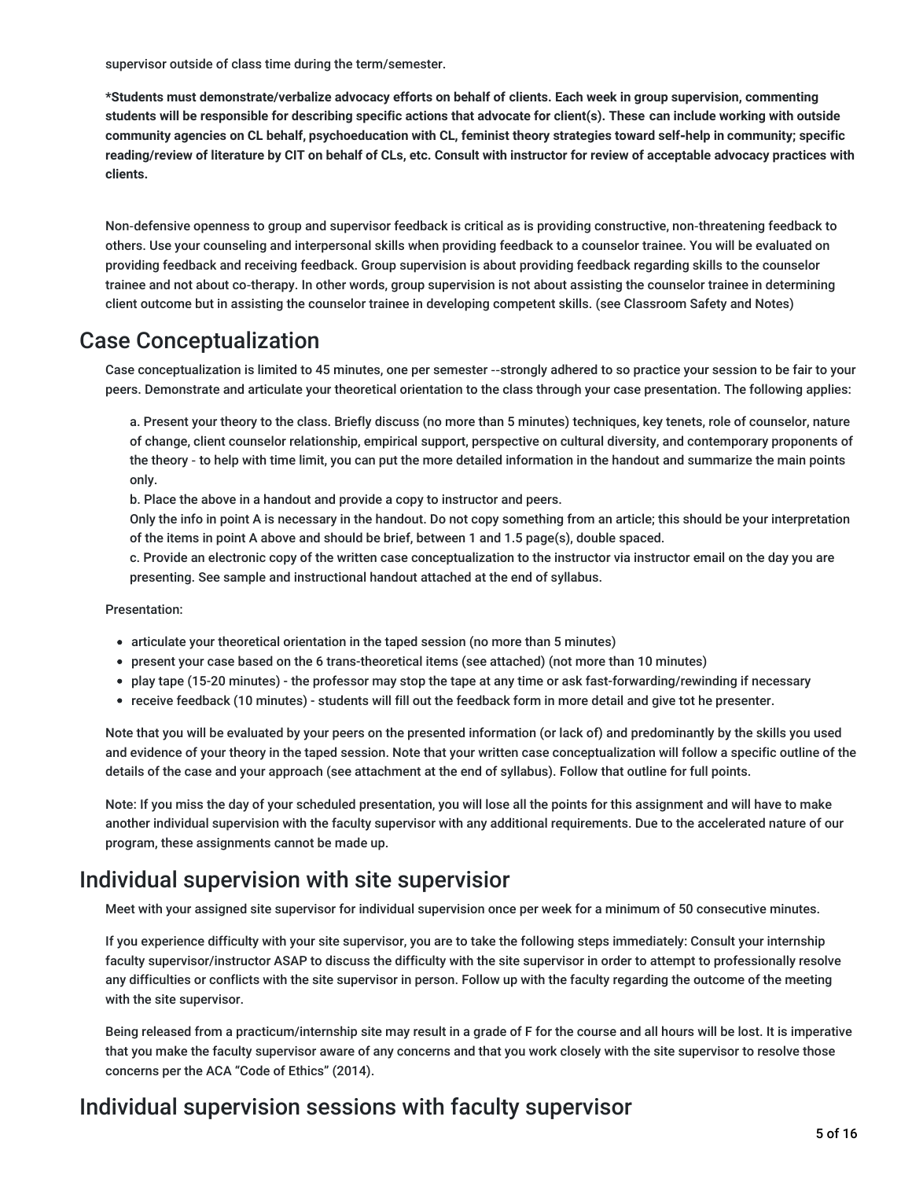supervisor outside of class time during the term/semester.

**\*Students must demonstrate/verbalize advocacy efforts on behalf of clients. Each week in group supervision, commenting students will be responsible for describing specific actions that advocate for client(s). These can include working with outside community agencies on CL behalf, psychoeducation with CL, feminist theory strategies toward self-help in community; specific reading/review of literature by CIT on behalf of CLs, etc. Consult with instructor for review of acceptable advocacy practices with clients.**

Non-defensive openness to group and supervisor feedback is critical as is providing constructive, non-threatening feedback to others. Use your counseling and interpersonal skills when providing feedback to a counselor trainee. You will be evaluated on providing feedback and receiving feedback. Group supervision is about providing feedback regarding skills to the counselor trainee and not about co-therapy. In other words, group supervision is not about assisting the counselor trainee in determining client outcome but in assisting the counselor trainee in developing competent skills. (see Classroom Safety and Notes)

## Case Conceptualization

Case conceptualization is limited to 45 minutes, one per semester --strongly adhered to so practice your session to be fair to your peers. Demonstrate and articulate your theoretical orientation to the class through your case presentation. The following applies:

a. Present your theory to the class. Briefly discuss (no more than 5 minutes) techniques, key tenets, role of counselor, nature of change, client counselor relationship, empirical support, perspective on cultural diversity, and contemporary proponents of the theory - to help with time limit, you can put the more detailed information in the handout and summarize the main points only.

b. Place the above in a handout and provide a copy to instructor and peers.
Only the info in point A is necessary in the handout. Do not copy something from an article; this should be your interpretation of the items in point A above and should be brief, between 1 and 1.5 page(s), double spaced.

c. Provide an electronic copy of the written case conceptualization to the instructor via instructor email on the day you are presenting. See sample and instructional handout attached at the end of syllabus.

Presentation:

- articulate your theoretical orientation in the taped session (no more than 5 minutes)
- present your case based on the 6 trans-theoretical items (see attached) (not more than 10 minutes)
- play tape (15-20 minutes) - the professor may stop the tape at any time or ask fast-forwarding/rewinding if necessary
- receive feedback (10 minutes) - students will fill out the feedback form in more detail and give tot he presenter.

Note that you will be evaluated by your peers on the presented information (or lack of) and predominantly by the skills you used and evidence of your theory in the taped session. Note that your written case conceptualization will follow a specific outline of the details of the case and your approach (see attachment at the end of syllabus). Follow that outline for full points.

Note: If you miss the day of your scheduled presentation, you will lose all the points for this assignment and will have to make another individual supervision with the faculty supervisor with any additional requirements. Due to the accelerated nature of our program, these assignments cannot be made up.

## Individual supervision with site supervisior

Meet with your assigned site supervisor for individual supervision once per week for a minimum of 50 consecutive minutes.

If you experience difficulty with your site supervisor, you are to take the following steps immediately: Consult your internship faculty supervisor/instructor ASAP to discuss the difficulty with the site supervisor in order to attempt to professionally resolve any difficulties or conflicts with the site supervisor in person. Follow up with the faculty regarding the outcome of the meeting with the site supervisor.

Being released from a practicum/internship site may result in a grade of F for the course and all hours will be lost. It is imperative that you make the faculty supervisor aware of any concerns and that you work closely with the site supervisor to resolve those concerns per the ACA "Code of Ethics" (2014).

## Individual supervision sessions with faculty supervisor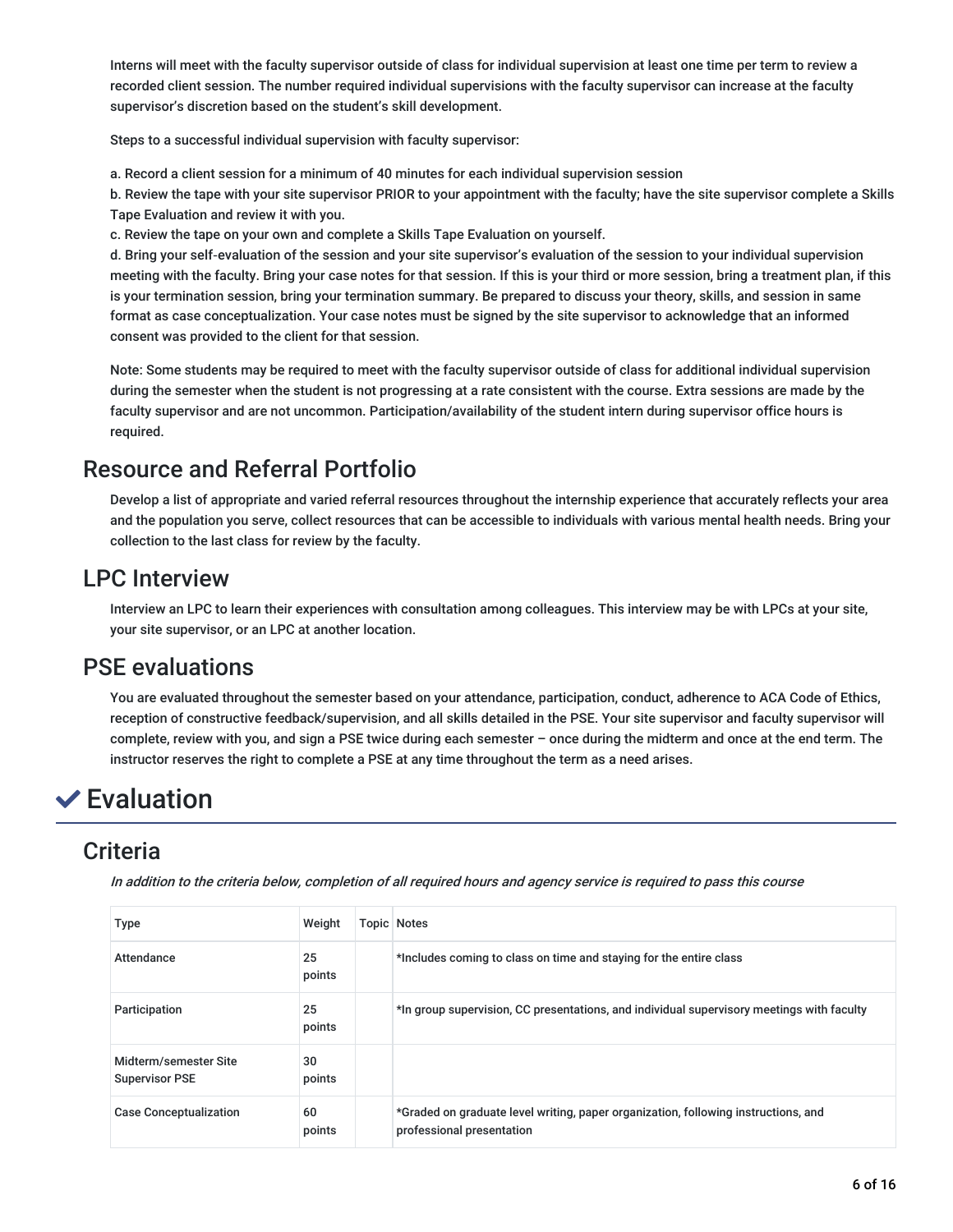Interns will meet with the faculty supervisor outside of class for individual supervision at least one time per term to review a recorded client session. The number required individual supervisions with the faculty supervisor can increase at the faculty supervisor's discretion based on the student's skill development.

Steps to a successful individual supervision with faculty supervisor:

a. Record a client session for a minimum of 40 minutes for each individual supervision session
b. Review the tape with your site supervisor PRIOR to your appointment with the faculty; have the site supervisor complete a Skills Tape Evaluation and review it with you.
c. Review the tape on your own and complete a Skills Tape Evaluation on yourself.
d. Bring your self-evaluation of the session and your site supervisor's evaluation of the session to your individual supervision meeting with the faculty. Bring your case notes for that session. If this is your third or more session, bring a treatment plan, if this is your termination session, bring your termination summary. Be prepared to discuss your theory, skills, and session in same format as case conceptualization. Your case notes must be signed by the site supervisor to acknowledge that an informed consent was provided to the client for that session.

Note: Some students may be required to meet with the faculty supervisor outside of class for additional individual supervision during the semester when the student is not progressing at a rate consistent with the course. Extra sessions are made by the faculty supervisor and are not uncommon. Participation/availability of the student intern during supervisor office hours is required.

## Resource and Referral Portfolio

Develop a list of appropriate and varied referral resources throughout the internship experience that accurately reflects your area and the population you serve, collect resources that can be accessible to individuals with various mental health needs. Bring your collection to the last class for review by the faculty.

## LPC Interview

Interview an LPC to learn their experiences with consultation among colleagues. This interview may be with LPCs at your site, your site supervisor, or an LPC at another location.

## PSE evaluations

You are evaluated throughout the semester based on your attendance, participation, conduct, adherence to ACA Code of Ethics, reception of constructive feedback/supervision, and all skills detailed in the PSE. Your site supervisor and faculty supervisor will complete, review with you, and sign a PSE twice during each semester – once during the midterm and once at the end term. The instructor reserves the right to complete a PSE at any time throughout the term as a need arises.

# ✔ Evaluation

## Criteria

*In addition to the criteria below, completion of all required hours and agency service is required to pass this course*

| Type | Weight | Topic | Notes |
|---|---|---|---|
| Attendance | 25 points | | *Includes coming to class on time and staying for the entire class |
| Participation | 25 points | | *In group supervision, CC presentations, and individual supervisory meetings with faculty |
| Midterm/semester Site Supervisor PSE | 30 points | | |
| Case Conceptualization | 60 points | | *Graded on graduate level writing, paper organization, following instructions, and professional presentation |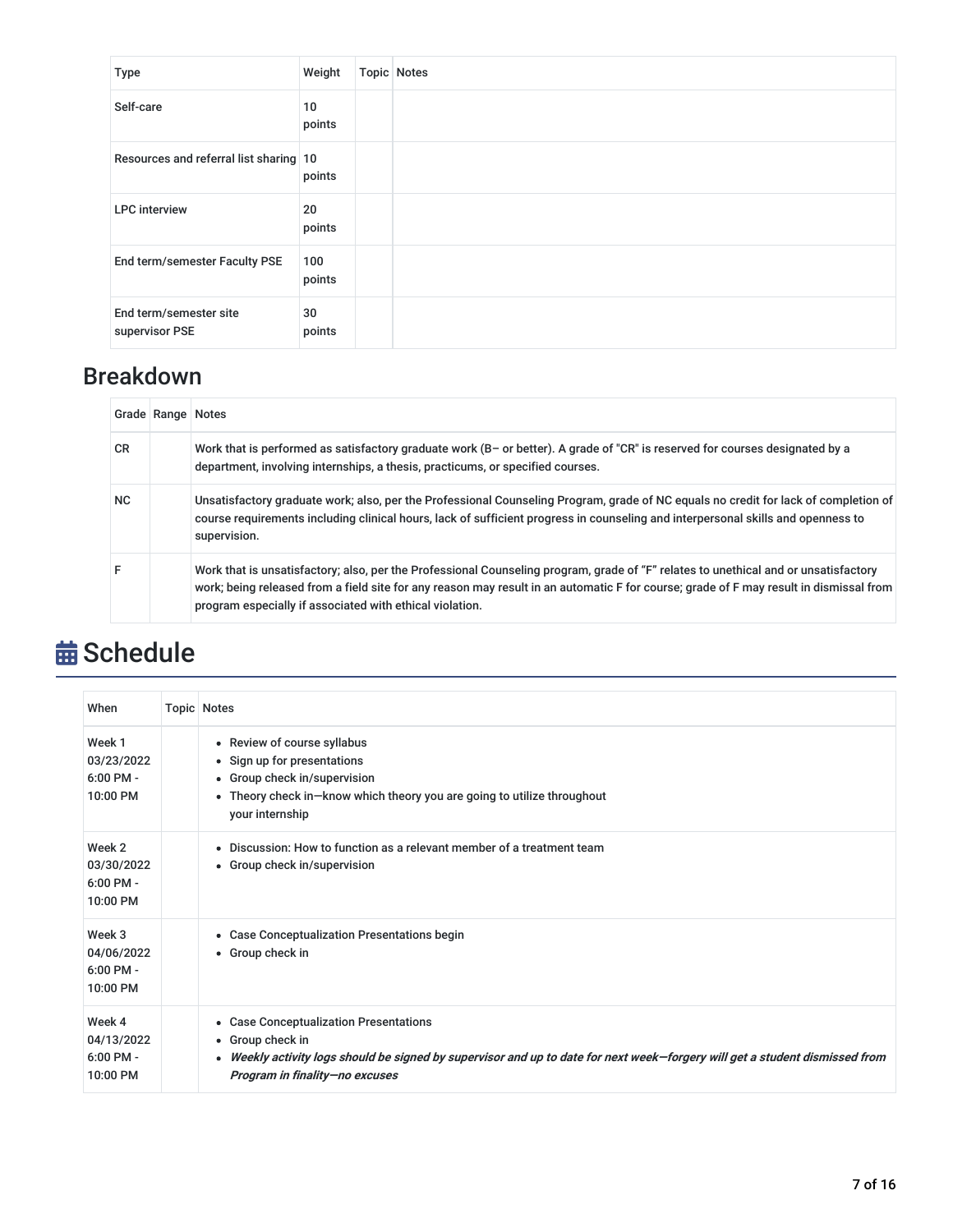| Type | Weight | Topic | Notes |
| --- | --- | --- | --- |
| Self-care | 10 points | | |
| Resources and referral list sharing | 10 points | | |
| LPC interview | 20 points | | |
| End term/semester Faculty PSE | 100 points | | |
| End term/semester site supervisor PSE | 30 points | | |

## Breakdown

| Grade | Range | Notes |
| --- | --- | --- |
| CR | | Work that is performed as satisfactory graduate work (B– or better). A grade of "CR" is reserved for courses designated by a department, involving internships, a thesis, practicums, or specified courses. |
| NC | | Unsatisfactory graduate work; also, per the Professional Counseling Program, grade of NC equals no credit for lack of completion of course requirements including clinical hours, lack of sufficient progress in counseling and interpersonal skills and openness to supervision. |
| F | | Work that is unsatisfactory; also, per the Professional Counseling program, grade of "F" relates to unethical and or unsatisfactory work; being released from a field site for any reason may result in an automatic F for course; grade of F may result in dismissal from program especially if associated with ethical violation. |

# Schedule

| When | Topic | Notes |
| --- | --- | --- |
| Week 1 03/23/2022 6:00 PM - 10:00 PM | | • Review of course syllabus<br>• Sign up for presentations<br>• Group check in/supervision<br>• Theory check in—know which theory you are going to utilize throughout your internship |
| Week 2 03/30/2022 6:00 PM - 10:00 PM | | • Discussion: How to function as a relevant member of a treatment team<br>• Group check in/supervision |
| Week 3 04/06/2022 6:00 PM - 10:00 PM | | • Case Conceptualization Presentations begin<br>• Group check in |
| Week 4 04/13/2022 6:00 PM - 10:00 PM | | • Case Conceptualization Presentations<br>• Group check in<br>• ***Weekly activity logs should be signed by supervisor and up to date for next week—forgery will get a student dismissed from Program in finality—no excuses*** |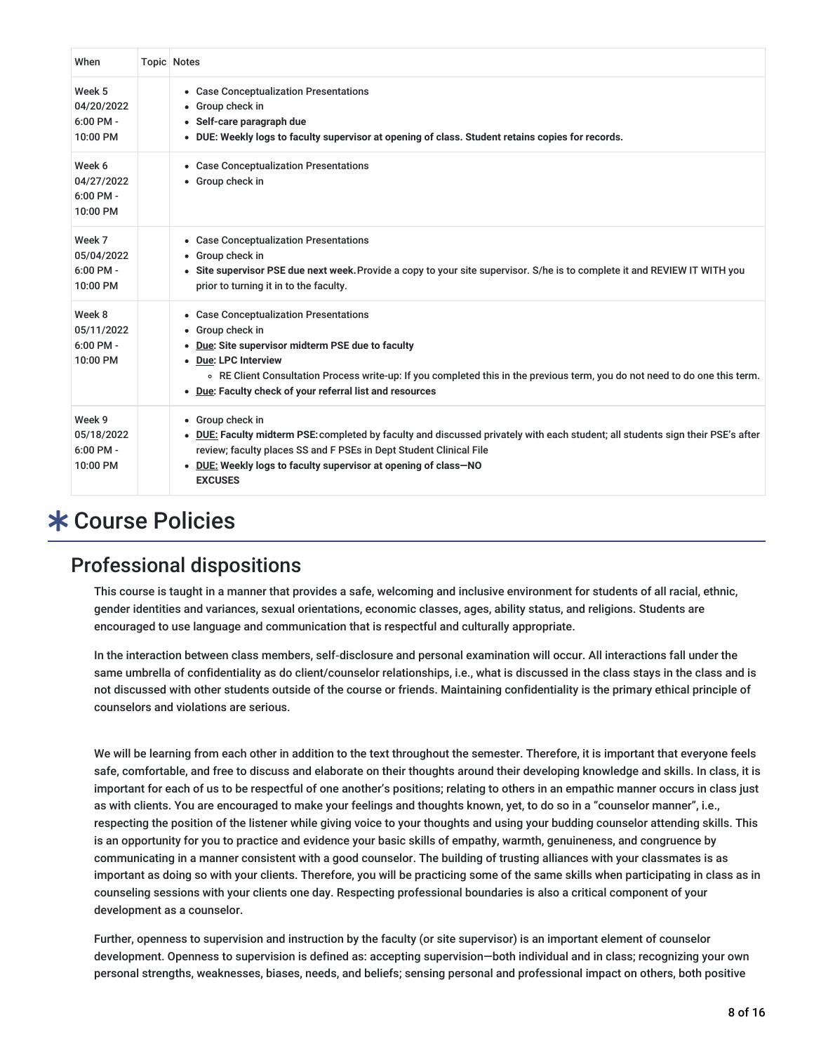| When | Topic | Notes |
|---|---|---|
| Week 5 04/20/2022 6:00 PM - 10:00 PM | | • Case Conceptualization Presentations<br>• Group check in<br>• **Self-care paragraph due**<br>• **DUE: Weekly logs to faculty supervisor at opening of class. Student retains copies for records.** |
| Week 6 04/27/2022 6:00 PM - 10:00 PM | | • Case Conceptualization Presentations<br>• Group check in |
| Week 7 05/04/2022 6:00 PM - 10:00 PM | | • Case Conceptualization Presentations<br>• Group check in<br>• **Site supervisor PSE due next week.** Provide a copy to your site supervisor. S/he is to complete it and REVIEW IT WITH you prior to turning it in to the faculty. |
| Week 8 05/11/2022 6:00 PM - 10:00 PM | | • Case Conceptualization Presentations<br>• Group check in<br>• **Due: Site supervisor midterm PSE due to faculty**<br>• **Due: LPC Interview**<br>&nbsp;&nbsp;&nbsp;&nbsp;◦ RE Client Consultation Process write-up: If you completed this in the previous term, you do not need to do one this term.<br>• **Due: Faculty check of your referral list and resources** |
| Week 9 05/18/2022 6:00 PM - 10:00 PM | | • Group check in<br>• **DUE: Faculty midterm PSE:** completed by faculty and discussed privately with each student; all students sign their PSE's after review; faculty places SS and F PSEs in Dept Student Clinical File<br>• **DUE: Weekly logs to faculty supervisor at opening of class—NO EXCUSES** |

# ✱ Course Policies

## Professional dispositions

This course is taught in a manner that provides a safe, welcoming and inclusive environment for students of all racial, ethnic, gender identities and variances, sexual orientations, economic classes, ages, ability status, and religions. Students are encouraged to use language and communication that is respectful and culturally appropriate.

In the interaction between class members, self-disclosure and personal examination will occur. All interactions fall under the same umbrella of confidentiality as do client/counselor relationships, i.e., what is discussed in the class stays in the class and is not discussed with other students outside of the course or friends. Maintaining confidentiality is the primary ethical principle of counselors and violations are serious.

We will be learning from each other in addition to the text throughout the semester. Therefore, it is important that everyone feels safe, comfortable, and free to discuss and elaborate on their thoughts around their developing knowledge and skills. In class, it is important for each of us to be respectful of one another's positions; relating to others in an empathic manner occurs in class just as with clients. You are encouraged to make your feelings and thoughts known, yet, to do so in a "counselor manner", i.e., respecting the position of the listener while giving voice to your thoughts and using your budding counselor attending skills. This is an opportunity for you to practice and evidence your basic skills of empathy, warmth, genuineness, and congruence by communicating in a manner consistent with a good counselor. The building of trusting alliances with your classmates is as important as doing so with your clients. Therefore, you will be practicing some of the same skills when participating in class as in counseling sessions with your clients one day. Respecting professional boundaries is also a critical component of your development as a counselor.

Further, openness to supervision and instruction by the faculty (or site supervisor) is an important element of counselor development. Openness to supervision is defined as: accepting supervision—both individual and in class; recognizing your own personal strengths, weaknesses, biases, needs, and beliefs; sensing personal and professional impact on others, both positive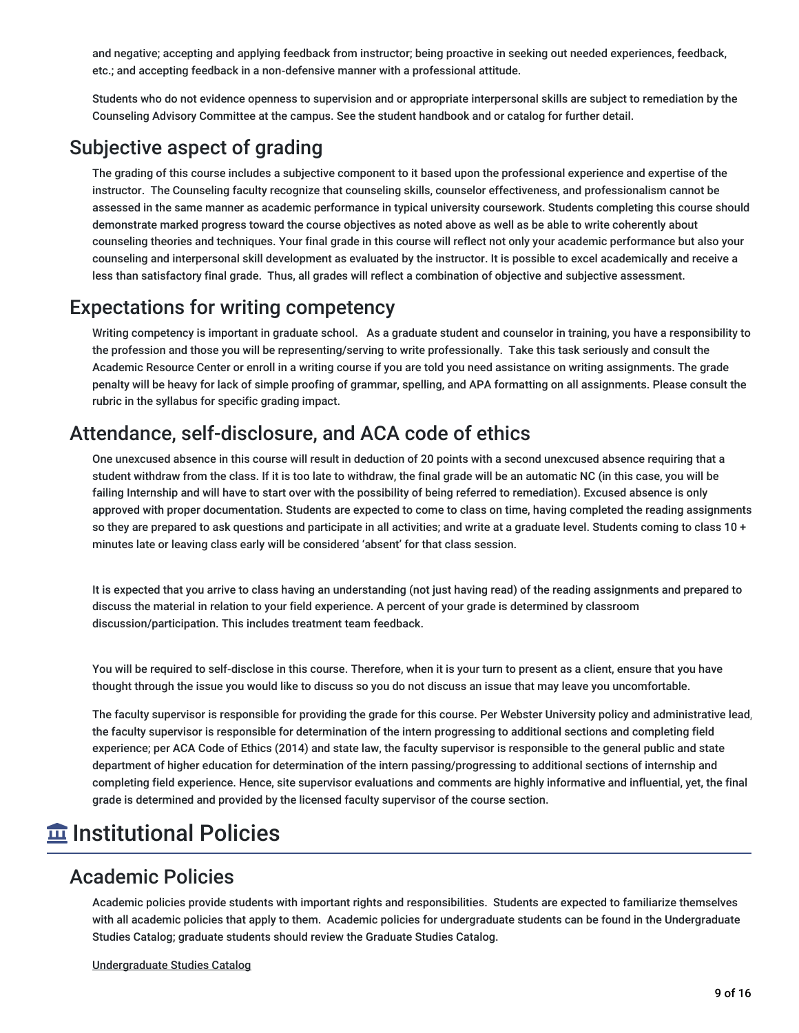and negative; accepting and applying feedback from instructor; being proactive in seeking out needed experiences, feedback, etc.; and accepting feedback in a non-defensive manner with a professional attitude.

Students who do not evidence openness to supervision and or appropriate interpersonal skills are subject to remediation by the Counseling Advisory Committee at the campus. See the student handbook and or catalog for further detail.

## Subjective aspect of grading

The grading of this course includes a subjective component to it based upon the professional experience and expertise of the instructor. The Counseling faculty recognize that counseling skills, counselor effectiveness, and professionalism cannot be assessed in the same manner as academic performance in typical university coursework. Students completing this course should demonstrate marked progress toward the course objectives as noted above as well as be able to write coherently about counseling theories and techniques. Your final grade in this course will reflect not only your academic performance but also your counseling and interpersonal skill development as evaluated by the instructor. It is possible to excel academically and receive a less than satisfactory final grade. Thus, all grades will reflect a combination of objective and subjective assessment.

## Expectations for writing competency

Writing competency is important in graduate school. As a graduate student and counselor in training, you have a responsibility to the profession and those you will be representing/serving to write professionally. Take this task seriously and consult the Academic Resource Center or enroll in a writing course if you are told you need assistance on writing assignments. The grade penalty will be heavy for lack of simple proofing of grammar, spelling, and APA formatting on all assignments. Please consult the rubric in the syllabus for specific grading impact.

## Attendance, self-disclosure, and ACA code of ethics

One unexcused absence in this course will result in deduction of 20 points with a second unexcused absence requiring that a student withdraw from the class. If it is too late to withdraw, the final grade will be an automatic NC (in this case, you will be failing Internship and will have to start over with the possibility of being referred to remediation). Excused absence is only approved with proper documentation. Students are expected to come to class on time, having completed the reading assignments so they are prepared to ask questions and participate in all activities; and write at a graduate level. Students coming to class 10 + minutes late or leaving class early will be considered 'absent' for that class session.

It is expected that you arrive to class having an understanding (not just having read) of the reading assignments and prepared to discuss the material in relation to your field experience. A percent of your grade is determined by classroom discussion/participation. This includes treatment team feedback.

You will be required to self-disclose in this course. Therefore, when it is your turn to present as a client, ensure that you have thought through the issue you would like to discuss so you do not discuss an issue that may leave you uncomfortable.

The faculty supervisor is responsible for providing the grade for this course. Per Webster University policy and administrative lead, the faculty supervisor is responsible for determination of the intern progressing to additional sections and completing field experience; per ACA Code of Ethics (2014) and state law, the faculty supervisor is responsible to the general public and state department of higher education for determination of the intern passing/progressing to additional sections of internship and completing field experience. Hence, site supervisor evaluations and comments are highly informative and influential, yet, the final grade is determined and provided by the licensed faculty supervisor of the course section.

# Institutional Policies

## Academic Policies

Academic policies provide students with important rights and responsibilities. Students are expected to familiarize themselves with all academic policies that apply to them. Academic policies for undergraduate students can be found in the Undergraduate Studies Catalog; graduate students should review the Graduate Studies Catalog.

Undergraduate Studies Catalog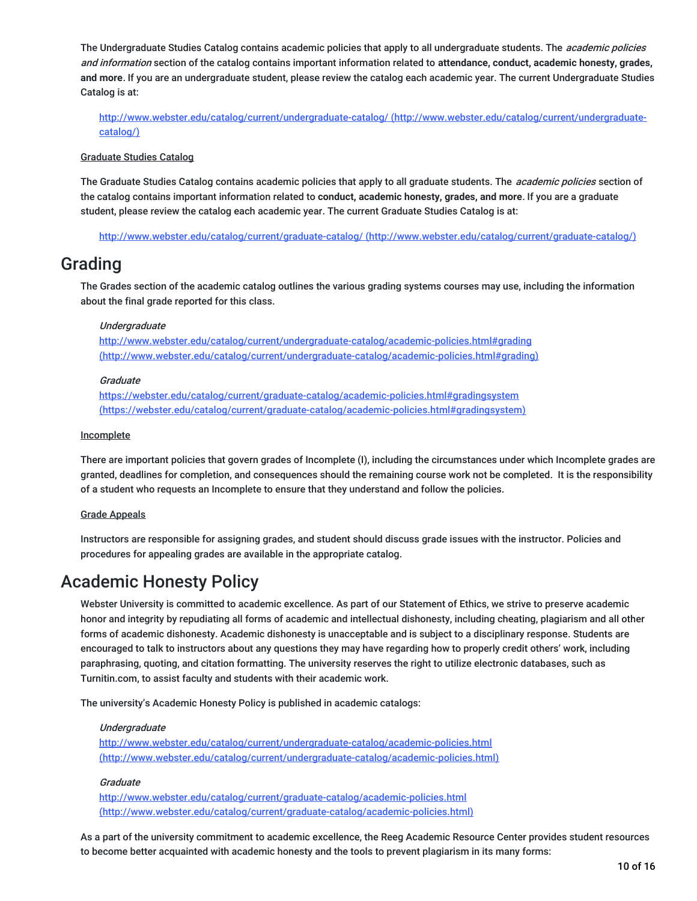The Undergraduate Studies Catalog contains academic policies that apply to all undergraduate students. The *academic policies and information* section of the catalog contains important information related to **attendance, conduct, academic honesty, grades, and more**. If you are an undergraduate student, please review the catalog each academic year. The current Undergraduate Studies Catalog is at:

> [http://www.webster.edu/catalog/current/undergraduate-catalog/ (http://www.webster.edu/catalog/current/undergraduate-catalog/)](http://www.webster.edu/catalog/current/undergraduate-catalog/)

<u>Graduate Studies Catalog</u>

The Graduate Studies Catalog contains academic policies that apply to all graduate students. The *academic policies* section of the catalog contains important information related to **conduct, academic honesty, grades, and more**. If you are a graduate student, please review the catalog each academic year. The current Graduate Studies Catalog is at:

> [http://www.webster.edu/catalog/current/graduate-catalog/ (http://www.webster.edu/catalog/current/graduate-catalog/)](http://www.webster.edu/catalog/current/graduate-catalog/)

# Grading

The Grades section of the academic catalog outlines the various grading systems courses may use, including the information about the final grade reported for this class.

> *Undergraduate*
> [http://www.webster.edu/catalog/current/undergraduate-catalog/academic-policies.html#grading (http://www.webster.edu/catalog/current/undergraduate-catalog/academic-policies.html#grading)](http://www.webster.edu/catalog/current/undergraduate-catalog/academic-policies.html#grading)

> *Graduate*
> [https://webster.edu/catalog/current/graduate-catalog/academic-policies.html#gradingsystem (https://webster.edu/catalog/current/graduate-catalog/academic-policies.html#gradingsystem)](https://webster.edu/catalog/current/graduate-catalog/academic-policies.html#gradingsystem)

<u>Incomplete</u>

There are important policies that govern grades of Incomplete (I), including the circumstances under which Incomplete grades are granted, deadlines for completion, and consequences should the remaining course work not be completed. It is the responsibility of a student who requests an Incomplete to ensure that they understand and follow the policies.

<u>Grade Appeals</u>

Instructors are responsible for assigning grades, and student should discuss grade issues with the instructor. Policies and procedures for appealing grades are available in the appropriate catalog.

# Academic Honesty Policy

Webster University is committed to academic excellence. As part of our Statement of Ethics, we strive to preserve academic honor and integrity by repudiating all forms of academic and intellectual dishonesty, including cheating, plagiarism and all other forms of academic dishonesty. Academic dishonesty is unacceptable and is subject to a disciplinary response. Students are encouraged to talk to instructors about any questions they may have regarding how to properly credit others' work, including paraphrasing, quoting, and citation formatting. The university reserves the right to utilize electronic databases, such as Turnitin.com, to assist faculty and students with their academic work.

The university's Academic Honesty Policy is published in academic catalogs:

> *Undergraduate*
> [http://www.webster.edu/catalog/current/undergraduate-catalog/academic-policies.html (http://www.webster.edu/catalog/current/undergraduate-catalog/academic-policies.html)](http://www.webster.edu/catalog/current/undergraduate-catalog/academic-policies.html)

> *Graduate*
> [http://www.webster.edu/catalog/current/graduate-catalog/academic-policies.html (http://www.webster.edu/catalog/current/graduate-catalog/academic-policies.html)](http://www.webster.edu/catalog/current/graduate-catalog/academic-policies.html)

As a part of the university commitment to academic excellence, the Reeg Academic Resource Center provides student resources to become better acquainted with academic honesty and the tools to prevent plagiarism in its many forms: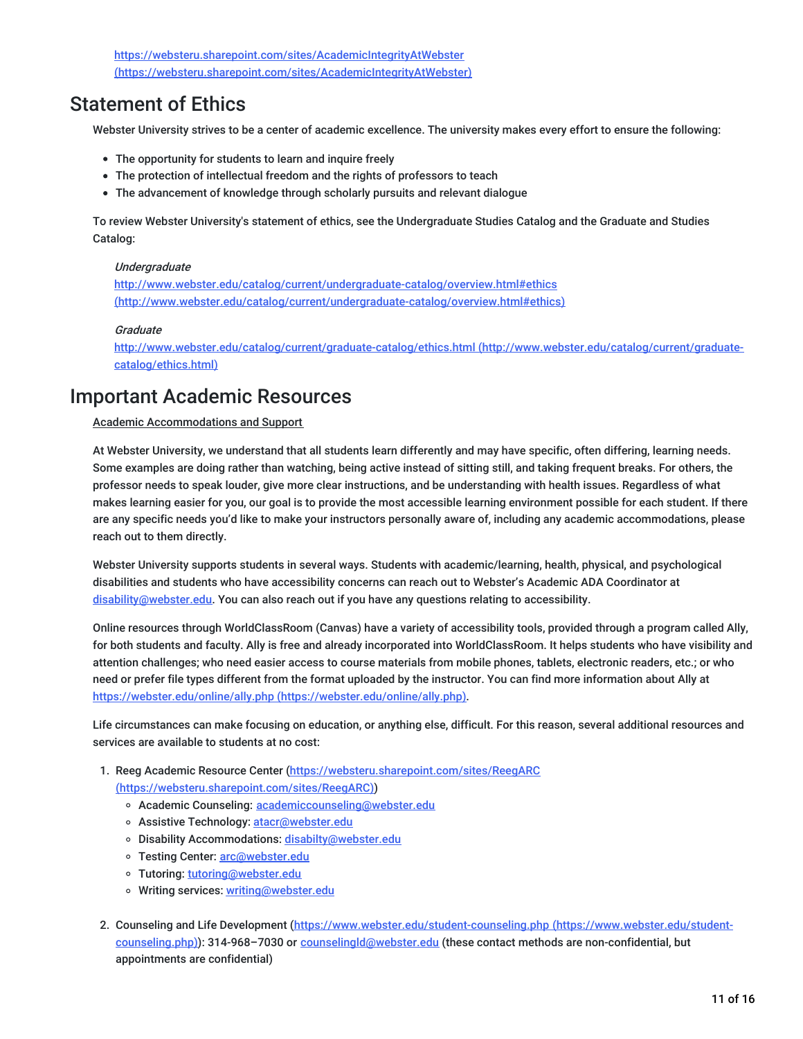[https://websteru.sharepoint.com/sites/AcademicIntegrityAtWebster (https://websteru.sharepoint.com/sites/AcademicIntegrityAtWebster)](https://websteru.sharepoint.com/sites/AcademicIntegrityAtWebster)

## Statement of Ethics

Webster University strives to be a center of academic excellence. The university makes every effort to ensure the following:

- The opportunity for students to learn and inquire freely
- The protection of intellectual freedom and the rights of professors to teach
- The advancement of knowledge through scholarly pursuits and relevant dialogue

To review Webster University's statement of ethics, see the Undergraduate Studies Catalog and the Graduate and Studies Catalog:

*Undergraduate*
[http://www.webster.edu/catalog/current/undergraduate-catalog/overview.html#ethics (http://www.webster.edu/catalog/current/undergraduate-catalog/overview.html#ethics)](http://www.webster.edu/catalog/current/undergraduate-catalog/overview.html#ethics)

*Graduate*
[http://www.webster.edu/catalog/current/graduate-catalog/ethics.html (http://www.webster.edu/catalog/current/graduate-catalog/ethics.html)](http://www.webster.edu/catalog/current/graduate-catalog/ethics.html)

## Important Academic Resources

Academic Accommodations and Support

At Webster University, we understand that all students learn differently and may have specific, often differing, learning needs. Some examples are doing rather than watching, being active instead of sitting still, and taking frequent breaks. For others, the professor needs to speak louder, give more clear instructions, and be understanding with health issues. Regardless of what makes learning easier for you, our goal is to provide the most accessible learning environment possible for each student. If there are any specific needs you'd like to make your instructors personally aware of, including any academic accommodations, please reach out to them directly.

Webster University supports students in several ways. Students with academic/learning, health, physical, and psychological disabilities and students who have accessibility concerns can reach out to Webster's Academic ADA Coordinator at [disability@webster.edu](mailto:disability@webster.edu). You can also reach out if you have any questions relating to accessibility.

Online resources through WorldClassRoom (Canvas) have a variety of accessibility tools, provided through a program called Ally, for both students and faculty. Ally is free and already incorporated into WorldClassRoom. It helps students who have visibility and attention challenges; who need easier access to course materials from mobile phones, tablets, electronic readers, etc.; or who need or prefer file types different from the format uploaded by the instructor. You can find more information about Ally at [https://webster.edu/online/ally.php (https://webster.edu/online/ally.php)](https://webster.edu/online/ally.php).

Life circumstances can make focusing on education, or anything else, difficult. For this reason, several additional resources and services are available to students at no cost:

1. Reeg Academic Resource Center ([https://websteru.sharepoint.com/sites/ReegARC (https://websteru.sharepoint.com/sites/ReegARC)](https://websteru.sharepoint.com/sites/ReegARC))
   - Academic Counseling: [academiccounseling@webster.edu](mailto:academiccounseling@webster.edu)
   - Assistive Technology: [atacr@webster.edu](mailto:atacr@webster.edu)
   - Disability Accommodations: [disabilty@webster.edu](mailto:disabilty@webster.edu)
   - Testing Center: [arc@webster.edu](mailto:arc@webster.edu)
   - Tutoring: [tutoring@webster.edu](mailto:tutoring@webster.edu)
   - Writing services: [writing@webster.edu](mailto:writing@webster.edu)

2. Counseling and Life Development ([https://www.webster.edu/student-counseling.php (https://www.webster.edu/student-counseling.php)](https://www.webster.edu/student-counseling.php)): 314-968–7030 or [counselingld@webster.edu](mailto:counselingld@webster.edu) (these contact methods are non-confidential, but appointments are confidential)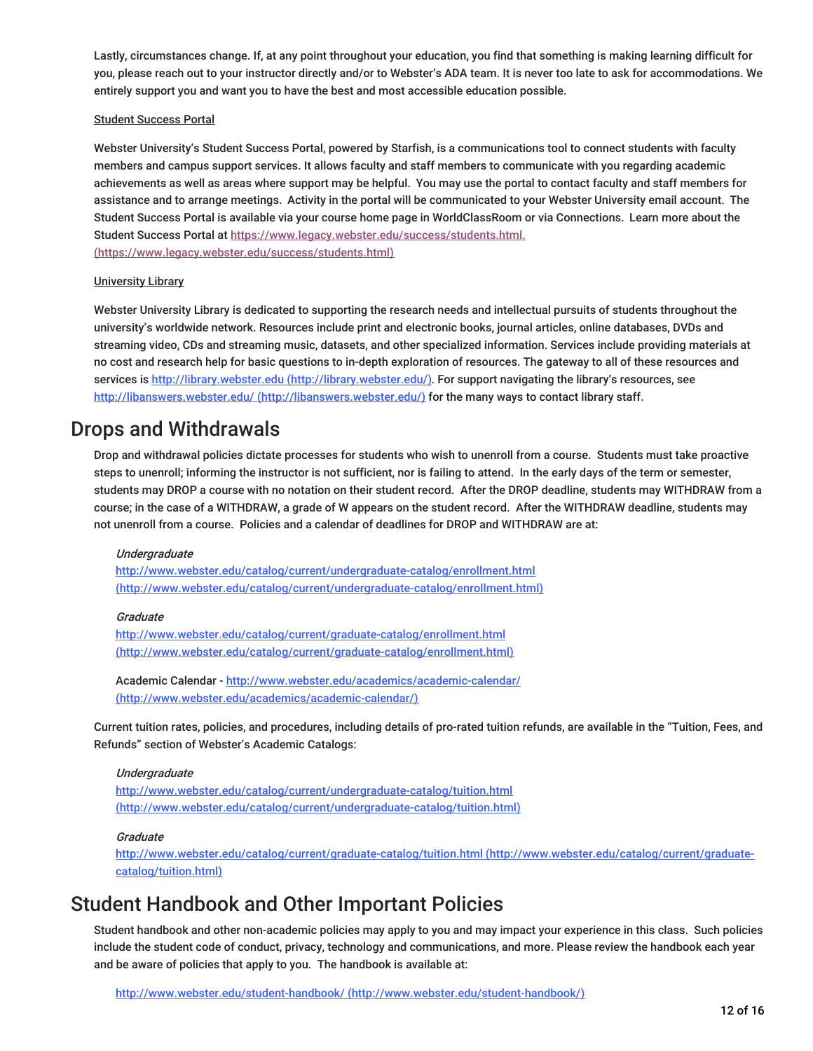Lastly, circumstances change. If, at any point throughout your education, you find that something is making learning difficult for you, please reach out to your instructor directly and/or to Webster's ADA team. It is never too late to ask for accommodations. We entirely support you and want you to have the best and most accessible education possible.

Student Success Portal

Webster University's Student Success Portal, powered by Starfish, is a communications tool to connect students with faculty members and campus support services. It allows faculty and staff members to communicate with you regarding academic achievements as well as areas where support may be helpful. You may use the portal to contact faculty and staff members for assistance and to arrange meetings. Activity in the portal will be communicated to your Webster University email account. The Student Success Portal is available via your course home page in WorldClassRoom or via Connections. Learn more about the Student Success Portal at https://www.legacy.webster.edu/success/students.html. (https://www.legacy.webster.edu/success/students.html)

University Library

Webster University Library is dedicated to supporting the research needs and intellectual pursuits of students throughout the university's worldwide network. Resources include print and electronic books, journal articles, online databases, DVDs and streaming video, CDs and streaming music, datasets, and other specialized information. Services include providing materials at no cost and research help for basic questions to in-depth exploration of resources. The gateway to all of these resources and services is http://library.webster.edu (http://library.webster.edu/). For support navigating the library's resources, see http://libanswers.webster.edu/ (http://libanswers.webster.edu/) for the many ways to contact library staff.

## Drops and Withdrawals

Drop and withdrawal policies dictate processes for students who wish to unenroll from a course. Students must take proactive steps to unenroll; informing the instructor is not sufficient, nor is failing to attend. In the early days of the term or semester, students may DROP a course with no notation on their student record. After the DROP deadline, students may WITHDRAW from a course; in the case of a WITHDRAW, a grade of W appears on the student record. After the WITHDRAW deadline, students may not unenroll from a course. Policies and a calendar of deadlines for DROP and WITHDRAW are at:

*Undergraduate*
http://www.webster.edu/catalog/current/undergraduate-catalog/enrollment.html (http://www.webster.edu/catalog/current/undergraduate-catalog/enrollment.html)

*Graduate*
http://www.webster.edu/catalog/current/graduate-catalog/enrollment.html (http://www.webster.edu/catalog/current/graduate-catalog/enrollment.html)

Academic Calendar - http://www.webster.edu/academics/academic-calendar/ (http://www.webster.edu/academics/academic-calendar/)

Current tuition rates, policies, and procedures, including details of pro-rated tuition refunds, are available in the "Tuition, Fees, and Refunds" section of Webster's Academic Catalogs:

*Undergraduate*
http://www.webster.edu/catalog/current/undergraduate-catalog/tuition.html (http://www.webster.edu/catalog/current/undergraduate-catalog/tuition.html)

*Graduate*
http://www.webster.edu/catalog/current/graduate-catalog/tuition.html (http://www.webster.edu/catalog/current/graduate-catalog/tuition.html)

## Student Handbook and Other Important Policies

Student handbook and other non-academic policies may apply to you and may impact your experience in this class. Such policies include the student code of conduct, privacy, technology and communications, and more. Please review the handbook each year and be aware of policies that apply to you. The handbook is available at:

http://www.webster.edu/student-handbook/ (http://www.webster.edu/student-handbook/)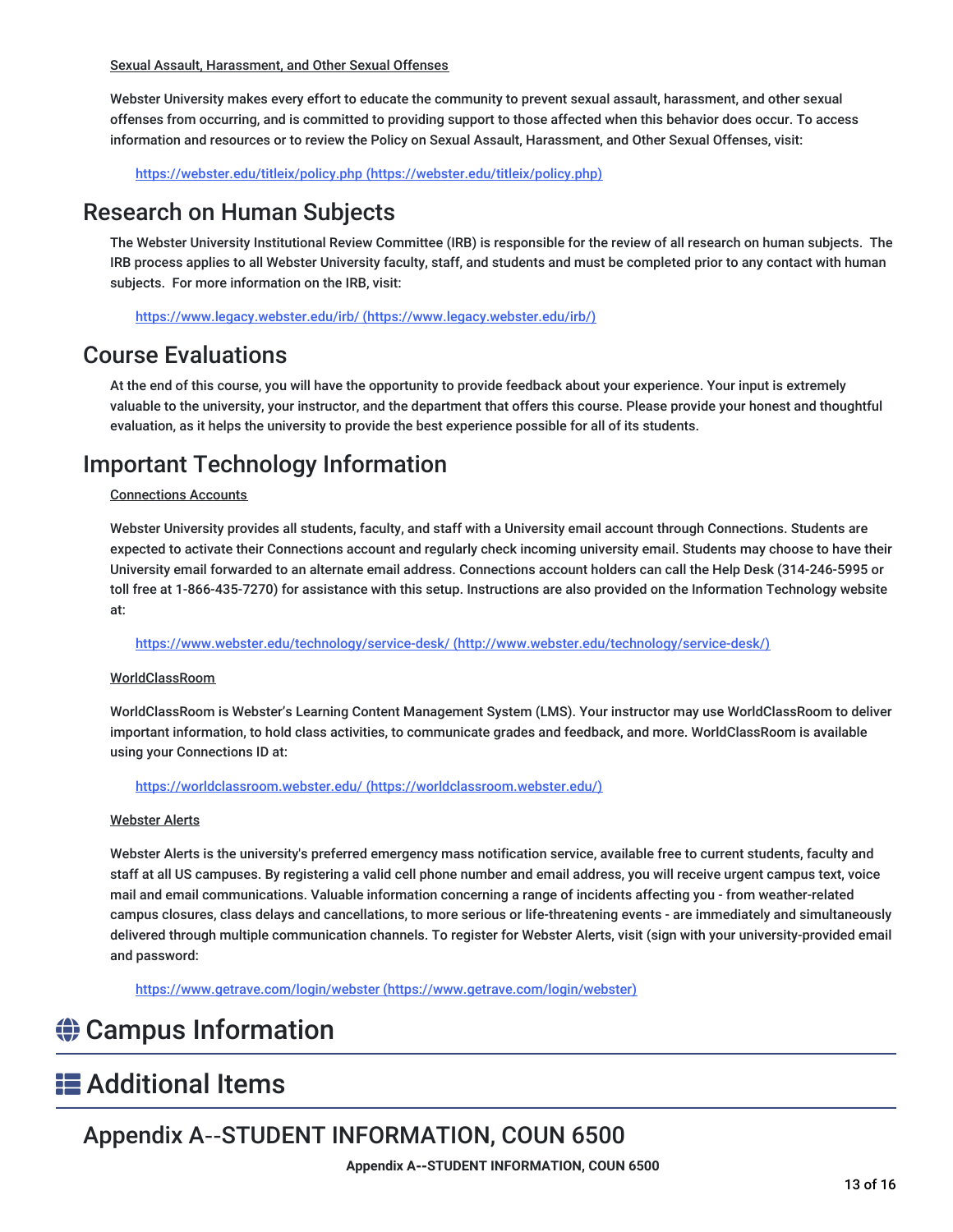Sexual Assault, Harassment, and Other Sexual Offenses

Webster University makes every effort to educate the community to prevent sexual assault, harassment, and other sexual offenses from occurring, and is committed to providing support to those affected when this behavior does occur. To access information and resources or to review the Policy on Sexual Assault, Harassment, and Other Sexual Offenses, visit:

https://webster.edu/titleix/policy.php (https://webster.edu/titleix/policy.php)

## Research on Human Subjects

The Webster University Institutional Review Committee (IRB) is responsible for the review of all research on human subjects. The IRB process applies to all Webster University faculty, staff, and students and must be completed prior to any contact with human subjects. For more information on the IRB, visit:

https://www.legacy.webster.edu/irb/ (https://www.legacy.webster.edu/irb/)

## Course Evaluations

At the end of this course, you will have the opportunity to provide feedback about your experience. Your input is extremely valuable to the university, your instructor, and the department that offers this course. Please provide your honest and thoughtful evaluation, as it helps the university to provide the best experience possible for all of its students.

## Important Technology Information

Connections Accounts

Webster University provides all students, faculty, and staff with a University email account through Connections. Students are expected to activate their Connections account and regularly check incoming university email. Students may choose to have their University email forwarded to an alternate email address. Connections account holders can call the Help Desk (314-246-5995 or toll free at 1-866-435-7270) for assistance with this setup. Instructions are also provided on the Information Technology website at:

https://www.webster.edu/technology/service-desk/ (http://www.webster.edu/technology/service-desk/)

WorldClassRoom

WorldClassRoom is Webster's Learning Content Management System (LMS). Your instructor may use WorldClassRoom to deliver important information, to hold class activities, to communicate grades and feedback, and more. WorldClassRoom is available using your Connections ID at:

https://worldclassroom.webster.edu/ (https://worldclassroom.webster.edu/)

Webster Alerts

Webster Alerts is the university's preferred emergency mass notification service, available free to current students, faculty and staff at all US campuses. By registering a valid cell phone number and email address, you will receive urgent campus text, voice mail and email communications. Valuable information concerning a range of incidents affecting you - from weather-related campus closures, class delays and cancellations, to more serious or life-threatening events - are immediately and simultaneously delivered through multiple communication channels. To register for Webster Alerts, visit (sign with your university-provided email and password:

https://www.getrave.com/login/webster (https://www.getrave.com/login/webster)

# Campus Information

# Additional Items

## Appendix A--STUDENT INFORMATION, COUN 6500

**Appendix A--STUDENT INFORMATION, COUN 6500**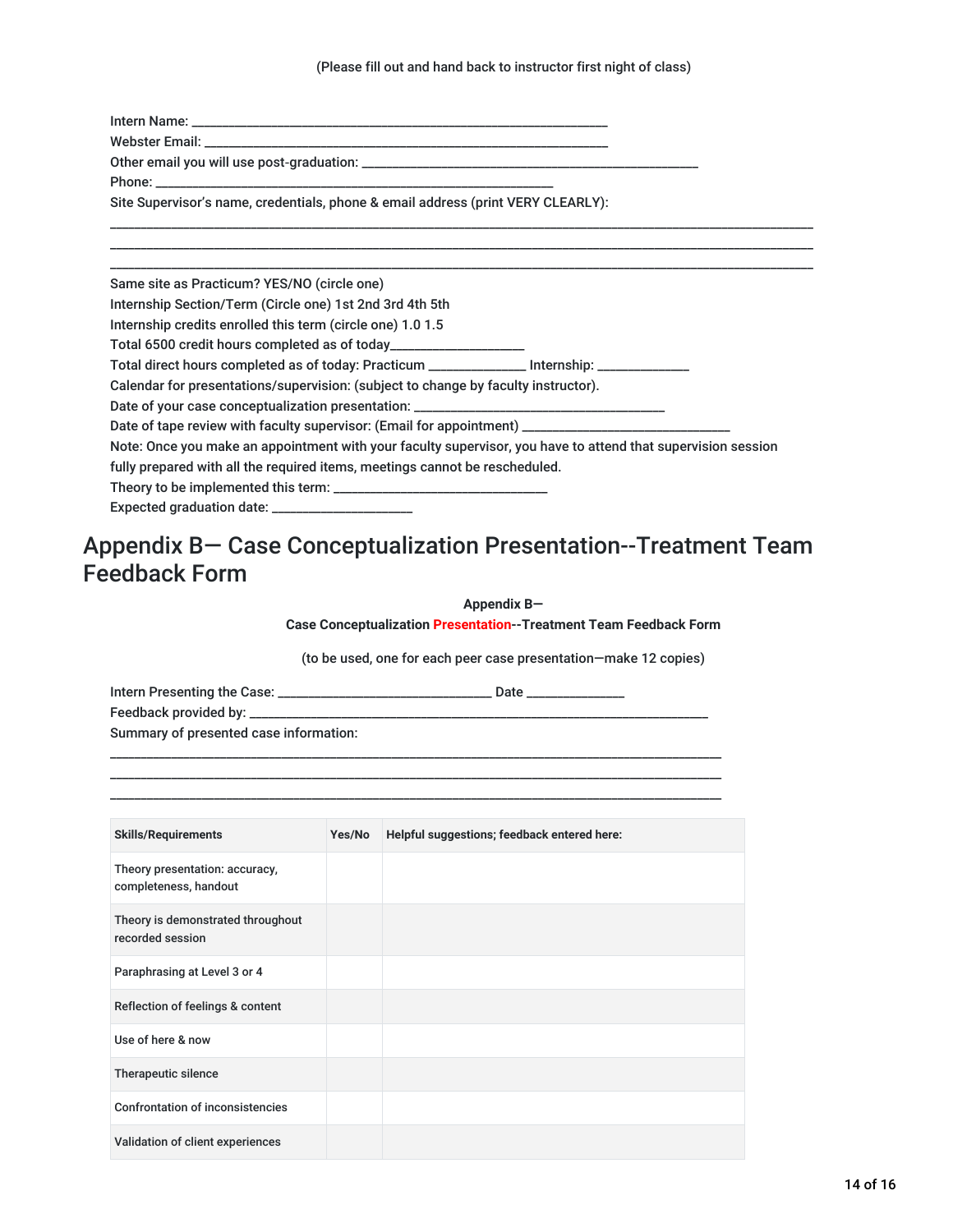(Please fill out and hand back to instructor first night of class)

Intern Name: _______________________________________________________________

Webster Email: _______________________________________________________________

Other email you will use post-graduation: _____________________________________________________

Phone: _______________________________________________________________

Site Supervisor's name, credentials, phone & email address (print VERY CLEARLY):

_______________________________________________________________________________________________________

_______________________________________________________________________________________________________

_______________________________________________________________________________________________________

Same site as Practicum? YES/NO (circle one)

Internship Section/Term (Circle one) 1st 2nd 3rd 4th 5th

Internship credits enrolled this term (circle one) 1.0 1.5

Total 6500 credit hours completed as of today____________________

Total direct hours completed as of today: Practicum ______________ Internship: ______________

Calendar for presentations/supervision: (subject to change by faculty instructor).

Date of your case conceptualization presentation: ______________________________________

Date of tape review with faculty supervisor: (Email for appointment) ________________________________

Note: Once you make an appointment with your faculty supervisor, you have to attend that supervision session fully prepared with all the required items, meetings cannot be rescheduled.

Theory to be implemented this term: ________________________________

Expected graduation date: _____________________

# Appendix B— Case Conceptualization Presentation--Treatment Team Feedback Form

**Appendix B—**

**Case Conceptualization Presentation--Treatment Team Feedback Form**

(to be used, one for each peer case presentation—make 12 copies)

Intern Presenting the Case: ________________________________ Date _______________

Feedback provided by: ______________________________________________________________________

Summary of presented case information:

_______________________________________________________________________________________________

_______________________________________________________________________________________________

_______________________________________________________________________________________________

| Skills/Requirements | Yes/No | Helpful suggestions; feedback entered here: |
|---|---|---|
| Theory presentation: accuracy, completeness, handout | | |
| Theory is demonstrated throughout recorded session | | |
| Paraphrasing at Level 3 or 4 | | |
| Reflection of feelings & content | | |
| Use of here & now | | |
| Therapeutic silence | | |
| Confrontation of inconsistencies | | |
| Validation of client experiences | | |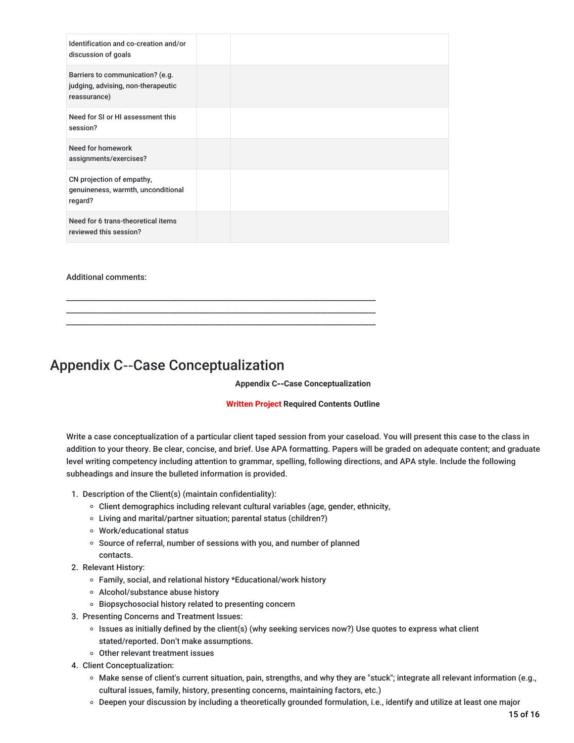| Identification and co-creation and/or discussion of goals | | |
|---|---|---|
| Barriers to communication? (e.g. judging, advising, non-therapeutic reassurance) | | |
| Need for SI or HI assessment this session? | | |
| Need for homework assignments/exercises? | | |
| CN projection of empathy, genuineness, warmth, unconditional regard? | | |
| Need for 6 trans-theoretical items reviewed this session? | | |

Additional comments:

\_\_\_\_\_\_\_\_\_\_\_\_\_\_\_\_\_\_\_\_\_\_\_\_\_\_\_\_\_\_\_\_\_\_\_\_\_\_\_\_\_\_\_\_\_\_\_\_\_\_\_\_\_\_\_\_\_\_\_\_\_\_\_\_\_\_\_\_\_\_\_\_\_\_\_\_\_\_
\_\_\_\_\_\_\_\_\_\_\_\_\_\_\_\_\_\_\_\_\_\_\_\_\_\_\_\_\_\_\_\_\_\_\_\_\_\_\_\_\_\_\_\_\_\_\_\_\_\_\_\_\_\_\_\_\_\_\_\_\_\_\_\_\_\_\_\_\_\_\_\_\_\_\_\_\_\_
\_\_\_\_\_\_\_\_\_\_\_\_\_\_\_\_\_\_\_\_\_\_\_\_\_\_\_\_\_\_\_\_\_\_\_\_\_\_\_\_\_\_\_\_\_\_\_\_\_\_\_\_\_\_\_\_\_\_\_\_\_\_\_\_\_\_\_\_\_\_\_\_\_\_\_\_\_\_

# Appendix C--Case Conceptualization

**Appendix C--Case Conceptualization**

**Written Project Required Contents Outline**

Write a case conceptualization of a particular client taped session from your caseload. You will present this case to the class in addition to your theory. Be clear, concise, and brief. Use APA formatting. Papers will be graded on adequate content; and graduate level writing competency including attention to grammar, spelling, following directions, and APA style. Include the following subheadings and insure the bulleted information is provided.

1. Description of the Client(s) (maintain confidentiality):
   - Client demographics including relevant cultural variables (age, gender, ethnicity,
   - Living and marital/partner situation; parental status (children?)
   - Work/educational status
   - Source of referral, number of sessions with you, and number of planned contacts.
2. Relevant History:
   - Family, social, and relational history *Educational/work history
   - Alcohol/substance abuse history
   - Biopsychosocial history related to presenting concern
3. Presenting Concerns and Treatment Issues:
   - Issues as initially defined by the client(s) (why seeking services now?) Use quotes to express what client stated/reported. Don't make assumptions.
   - Other relevant treatment issues
4. Client Conceptualization:
   - Make sense of client's current situation, pain, strengths, and why they are "stuck"; integrate all relevant information (e.g., cultural issues, family, history, presenting concerns, maintaining factors, etc.)
   - Deepen your discussion by including a theoretically grounded formulation, i.e., identify and utilize at least one major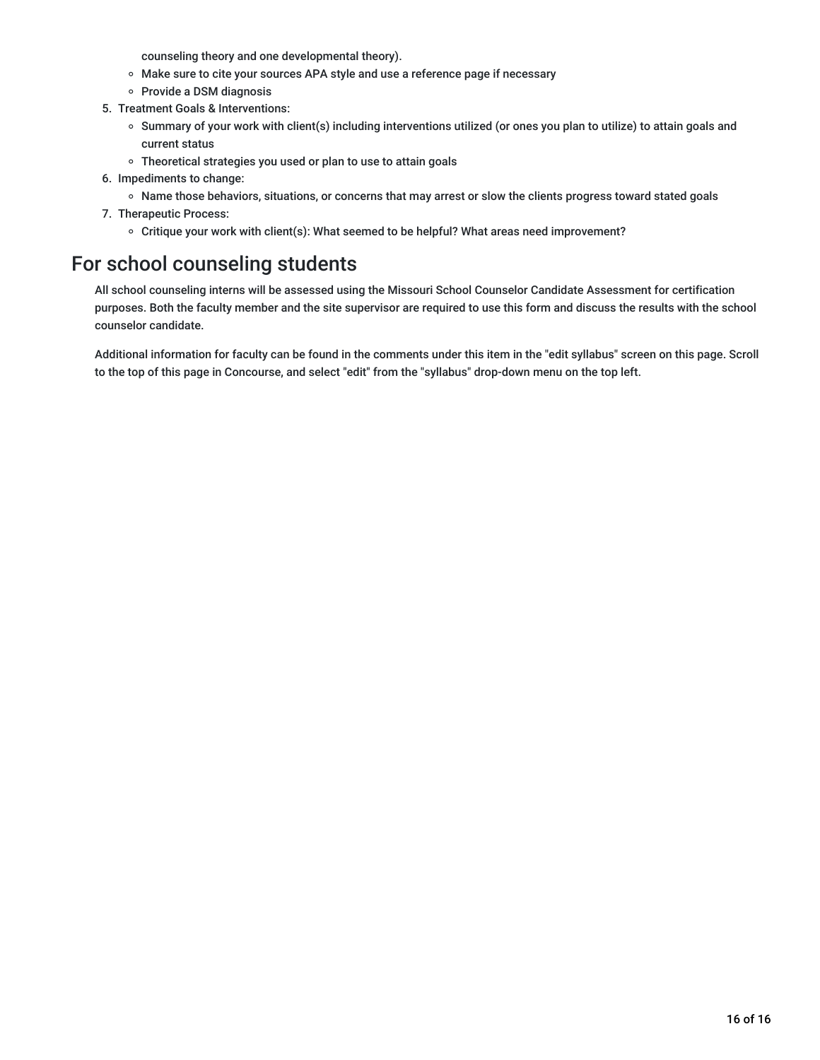counseling theory and one developmental theory).
    - Make sure to cite your sources APA style and use a reference page if necessary
    - Provide a DSM diagnosis
5. Treatment Goals & Interventions:
    - Summary of your work with client(s) including interventions utilized (or ones you plan to utilize) to attain goals and current status
    - Theoretical strategies you used or plan to use to attain goals
6. Impediments to change:
    - Name those behaviors, situations, or concerns that may arrest or slow the clients progress toward stated goals
7. Therapeutic Process:
    - Critique your work with client(s): What seemed to be helpful? What areas need improvement?

## For school counseling students

All school counseling interns will be assessed using the Missouri School Counselor Candidate Assessment for certification purposes. Both the faculty member and the site supervisor are required to use this form and discuss the results with the school counselor candidate.

Additional information for faculty can be found in the comments under this item in the "edit syllabus" screen on this page. Scroll to the top of this page in Concourse, and select "edit" from the "syllabus" drop-down menu on the top left.